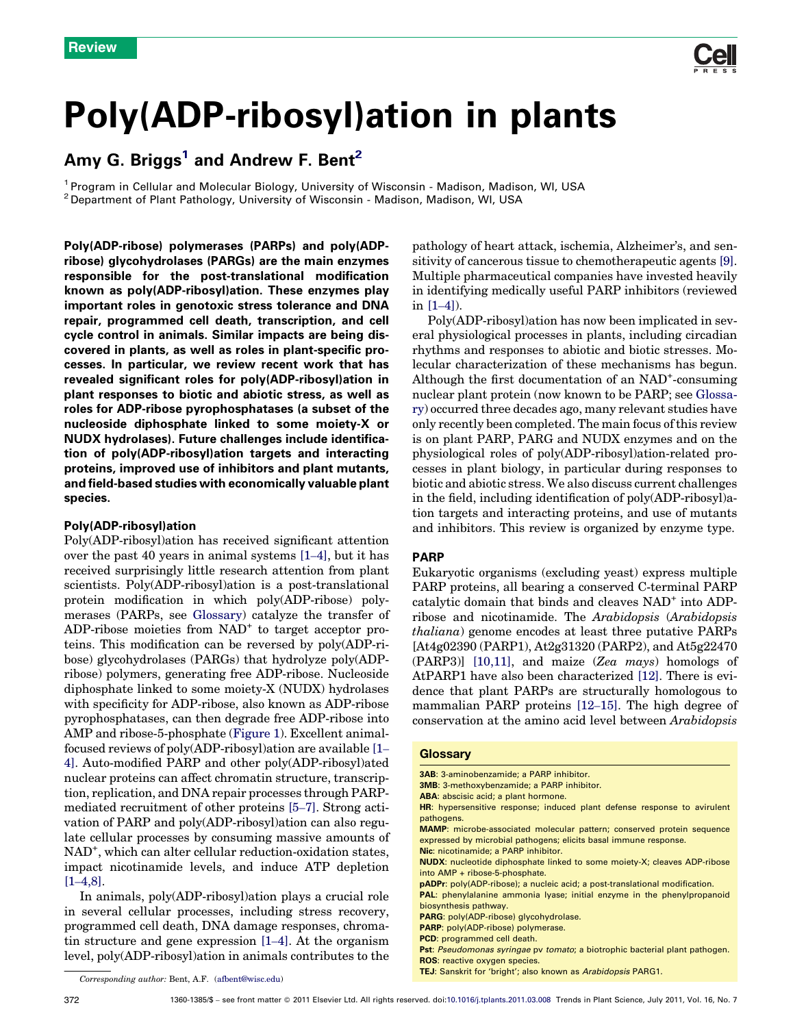Review

# Poly(ADP-ribosyl)ation in plants

## Amy G. Briggs[1] and Andrew F. Bent[2]

[1] Program in Cellular and Molecular Biology, University of Wisconsin - Madison, Madison, WI, USA
[2] Department of Plant Pathology, University of Wisconsin - Madison, Madison, WI, USA

**Poly(ADP-ribose) polymerases (PARPs) and poly(ADP-ribose) glycohydrolases (PARGs) are the main enzymes responsible for the post-translational modification known as poly(ADP-ribosyl)ation. These enzymes play important roles in genotoxic stress tolerance and DNA repair, programmed cell death, transcription, and cell cycle control in animals. Similar impacts are being discovered in plants, as well as roles in plant-specific processes. In particular, we review recent work that has revealed significant roles for poly(ADP-ribosyl)ation in plant responses to biotic and abiotic stress, as well as roles for ADP-ribose pyrophosphatases (a subset of the nucleoside diphosphate linked to some moiety-X or NUDX hydrolases). Future challenges include identification of poly(ADP-ribosyl)ation targets and interacting proteins, improved use of inhibitors and plant mutants, and field-based studies with economically valuable plant species.**

### Poly(ADP-ribosyl)ation

Poly(ADP-ribosyl)ation has received significant attention over the past 40 years in animal systems [1–4], but it has received surprisingly little research attention from plant scientists. Poly(ADP-ribosyl)ation is a post-translational protein modification in which poly(ADP-ribose) polymerases (PARPs, see Glossary) catalyze the transfer of ADP-ribose moieties from $NAD^+$ to target acceptor proteins. This modification can be reversed by poly(ADP-ribose) glycohydrolases (PARGs) that hydrolyze poly(ADP-ribose) polymers, generating free ADP-ribose. Nucleoside diphosphate linked to some moiety-X (NUDX) hydrolases with specificity for ADP-ribose, also known as ADP-ribose pyrophosphatases, can then degrade free ADP-ribose into AMP and ribose-5-phosphate (Figure 1). Excellent animal-focused reviews of poly(ADP-ribosyl)ation are available [1–4]. Auto-modified PARP and other poly(ADP-ribosyl)ated nuclear proteins can affect chromatin structure, transcription, replication, and DNA repair processes through PARP-mediated recruitment of other proteins [5–7]. Strong activation of PARP and poly(ADP-ribosyl)ation can also regulate cellular processes by consuming massive amounts of $NAD^+$, which can alter cellular reduction-oxidation states, impact nicotinamide levels, and induce ATP depletion [1–4,8].

In animals, poly(ADP-ribosyl)ation plays a crucial role in several cellular processes, including stress recovery, programmed cell death, DNA damage responses, chromatin structure and gene expression [1–4]. At the organism level, poly(ADP-ribosyl)ation in animals contributes to the pathology of heart attack, ischemia, Alzheimer's, and sensitivity of cancerous tissue to chemotherapeutic agents [9]. Multiple pharmaceutical companies have invested heavily in identifying medically useful PARP inhibitors (reviewed in [1–4]).

Poly(ADP-ribosyl)ation has now been implicated in several physiological processes in plants, including circadian rhythms and responses to abiotic and biotic stresses. Molecular characterization of these mechanisms has begun. Although the first documentation of an $NAD^+$-consuming nuclear plant protein (now known to be PARP; see Glossary) occurred three decades ago, many relevant studies have only recently been completed. The main focus of this review is on plant PARP, PARG and NUDX enzymes and on the physiological roles of poly(ADP-ribosyl)ation-related processes in plant biology, in particular during responses to biotic and abiotic stress. We also discuss current challenges in the field, including identification of poly(ADP-ribosyl)ation targets and interacting proteins, and use of mutants and inhibitors. This review is organized by enzyme type.

### PARP

Eukaryotic organisms (excluding yeast) express multiple PARP proteins, all bearing a conserved C-terminal PARP catalytic domain that binds and cleaves $NAD^+$ into ADP-ribose and nicotinamide. The *Arabidopsis* (*Arabidopsis thaliana*) genome encodes at least three putative PARPs [At4g02390 (PARP1), At2g31320 (PARP2), and At5g22470 (PARP3)] [10,11], and maize (*Zea mays*) homologs of AtPARP1 have also been characterized [12]. There is evidence that plant PARPs are structurally homologous to mammalian PARP proteins [12–15]. The high degree of conservation at the amino acid level between *Arabidopsis*

**Glossary**

**3AB**: 3-aminobenzamide; a PARP inhibitor.
**3MB**: 3-methoxybenzamide; a PARP inhibitor.
**ABA**: abscisic acid; a plant hormone.
**HR**: hypersensitive response; induced plant defense response to avirulent pathogens.
**MAMP**: microbe-associated molecular pattern; conserved protein sequence expressed by microbial pathogens; elicits basal immune response.
**Nic**: nicotinamide; a PARP inhibitor.
**NUDX**: nucleotide diphosphate linked to some moiety-X; cleaves ADP-ribose into AMP + ribose-5-phosphate.
**pADPr**: poly(ADP-ribose); a nucleic acid; a post-translational modification.
**PAL**: phenylalanine ammonia lyase; initial enzyme in the phenylpropanoid biosynthesis pathway.
**PARG**: poly(ADP-ribose) glycohydrolase.
**PARP**: poly(ADP-ribose) polymerase.
**PCD**: programmed cell death.
**Pst**: *Pseudomonas syringae* pv *tomato*; a biotrophic bacterial plant pathogen.
**ROS**: reactive oxygen species.
**TEJ**: Sanskrit for 'bright'; also known as *Arabidopsis* PARG1.

*Corresponding author:* Bent, A.F. (afbent@wisc.edu)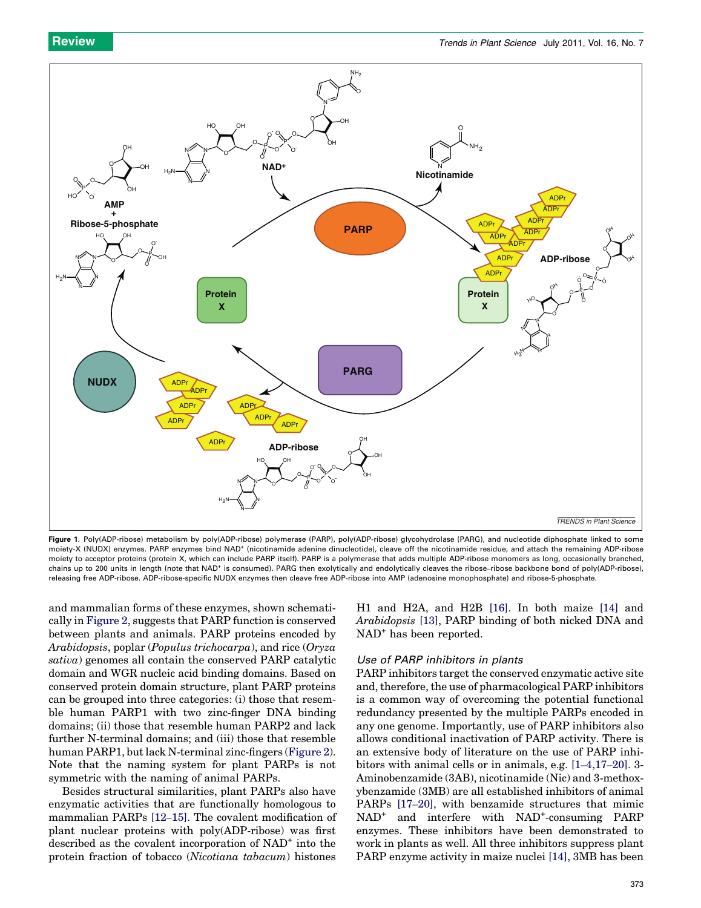**Figure 1**. Poly(ADP-ribose) metabolism by poly(ADP-ribose) polymerase (PARP), poly(ADP-ribose) glycohydrolase (PARG), and nucleotide diphosphate linked to some moiety-X (NUDX) enzymes. PARP enzymes bind $NAD^+$ (nicotinamide adenine dinucleotide), cleave off the nicotinamide residue, and attach the remaining ADP-ribose moiety to acceptor proteins (protein X, which can include PARP itself). PARP is a polymerase that adds multiple ADP-ribose monomers as long, occasionally branched, chains up to 200 units in length (note that $NAD^+$ is consumed). PARG then exolytically and endolytically cleaves the ribose–ribose backbone bond of poly(ADP-ribose), releasing free ADP-ribose. ADP-ribose-specific NUDX enzymes then cleave free ADP-ribose into AMP (adenosine monophosphate) and ribose-5-phosphate.

and mammalian forms of these enzymes, shown schematically in Figure 2, suggests that PARP function is conserved between plants and animals. PARP proteins encoded by *Arabidopsis*, poplar (*Populus trichocarpa*), and rice (*Oryza sativa*) genomes all contain the conserved PARP catalytic domain and WGR nucleic acid binding domains. Based on conserved protein domain structure, plant PARP proteins can be grouped into three categories: (i) those that resemble human PARP1 with two zinc-finger DNA binding domains; (ii) those that resemble human PARP2 and lack further N-terminal domains; and (iii) those that resemble human PARP1, but lack N-terminal zinc-fingers (Figure 2). Note that the naming system for plant PARPs is not symmetric with the naming of animal PARPs.

Besides structural similarities, plant PARPs also have enzymatic activities that are functionally homologous to mammalian PARPs [12–15]. The covalent modification of plant nuclear proteins with poly(ADP-ribose) was first described as the covalent incorporation of $NAD^+$ into the protein fraction of tobacco (*Nicotiana tabacum*) histones H1 and H2A, and H2B [16]. In both maize [14] and *Arabidopsis* [13], PARP binding of both nicked DNA and $NAD^+$ has been reported.

### Use of PARP inhibitors in plants

PARP inhibitors target the conserved enzymatic active site and, therefore, the use of pharmacological PARP inhibitors is a common way of overcoming the potential functional redundancy presented by the multiple PARPs encoded in any one genome. Importantly, use of PARP inhibitors also allows conditional inactivation of PARP activity. There is an extensive body of literature on the use of PARP inhibitors with animal cells or in animals, e.g. [1–4,17–20]. 3-Aminobenzamide (3AB), nicotinamide (Nic) and 3-methoxybenzamide (3MB) are all established inhibitors of animal PARPs [17–20], with benzamide structures that mimic $NAD^+$ and interfere with $NAD^+$-consuming PARP enzymes. These inhibitors have been demonstrated to work in plants as well. All three inhibitors suppress plant PARP enzyme activity in maize nuclei [14], 3MB has been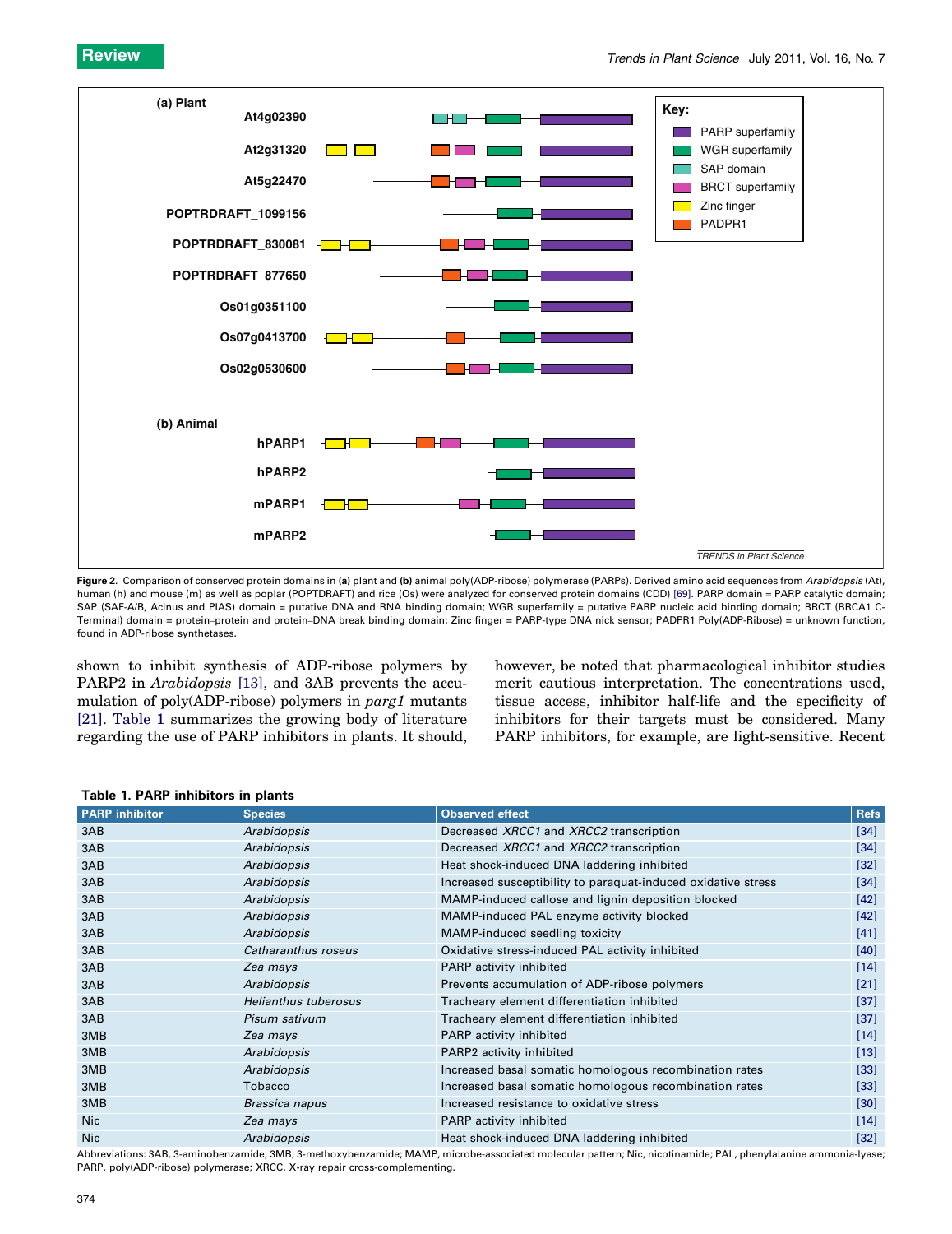Figure 2. Comparison of conserved protein domains in **(a)** plant and **(b)** animal poly(ADP-ribose) polymerase (PARPs). Derived amino acid sequences from *Arabidopsis* (At), human (h) and mouse (m) as well as poplar (POPTDRAFT) and rice (Os) were analyzed for conserved protein domains (CDD) [69]. PARP domain = PARP catalytic domain; SAP (SAF-A/B, Acinus and PIAS) domain = putative DNA and RNA binding domain; WGR superfamily = putative PARP nucleic acid binding domain; BRCT (BRCA1 C-Terminal) domain = protein–protein and protein–DNA break binding domain; Zinc finger = PARP-type DNA nick sensor; PADPR1 Poly(ADP-Ribose) = unknown function, found in ADP-ribose synthetases.

shown to inhibit synthesis of ADP-ribose polymers by PARP2 in *Arabidopsis* [13], and 3AB prevents the accumulation of poly(ADP-ribose) polymers in *parg1* mutants [21]. Table 1 summarizes the growing body of literature regarding the use of PARP inhibitors in plants. It should, however, be noted that pharmacological inhibitor studies merit cautious interpretation. The concentrations used, tissue access, inhibitor half-life and the specificity of inhibitors for their targets must be considered. Many PARP inhibitors, for example, are light-sensitive. Recent

**Table 1. PARP inhibitors in plants**

| PARP inhibitor | Species | Observed effect | Refs |
|---|---|---|---|
| 3AB | *Arabidopsis* | Decreased *XRCC1* and *XRCC2* transcription | [34] |
| 3AB | *Arabidopsis* | Decreased *XRCC1* and *XRCC2* transcription | [34] |
| 3AB | *Arabidopsis* | Heat shock-induced DNA laddering inhibited | [32] |
| 3AB | *Arabidopsis* | Increased susceptibility to paraquat-induced oxidative stress | [34] |
| 3AB | *Arabidopsis* | MAMP-induced callose and lignin deposition blocked | [42] |
| 3AB | *Arabidopsis* | MAMP-induced PAL enzyme activity blocked | [42] |
| 3AB | *Arabidopsis* | MAMP-induced seedling toxicity | [41] |
| 3AB | *Catharanthus roseus* | Oxidative stress-induced PAL activity inhibited | [40] |
| 3AB | *Zea mays* | PARP activity inhibited | [14] |
| 3AB | *Arabidopsis* | Prevents accumulation of ADP-ribose polymers | [21] |
| 3AB | *Helianthus tuberosus* | Tracheary element differentiation inhibited | [37] |
| 3AB | *Pisum sativum* | Tracheary element differentiation inhibited | [37] |
| 3MB | *Zea mays* | PARP activity inhibited | [14] |
| 3MB | *Arabidopsis* | PARP2 activity inhibited | [13] |
| 3MB | *Arabidopsis* | Increased basal somatic homologous recombination rates | [33] |
| 3MB | Tobacco | Increased basal somatic homologous recombination rates | [33] |
| 3MB | *Brassica napus* | Increased resistance to oxidative stress | [30] |
| Nic | *Zea mays* | PARP activity inhibited | [14] |
| Nic | *Arabidopsis* | Heat shock-induced DNA laddering inhibited | [32] |

Abbreviations: 3AB, 3-aminobenzamide; 3MB, 3-methoxybenzamide; MAMP, microbe-associated molecular pattern; Nic, nicotinamide; PAL, phenylalanine ammonia-lyase; PARP, poly(ADP-ribose) polymerase; XRCC, X-ray repair cross-complementing.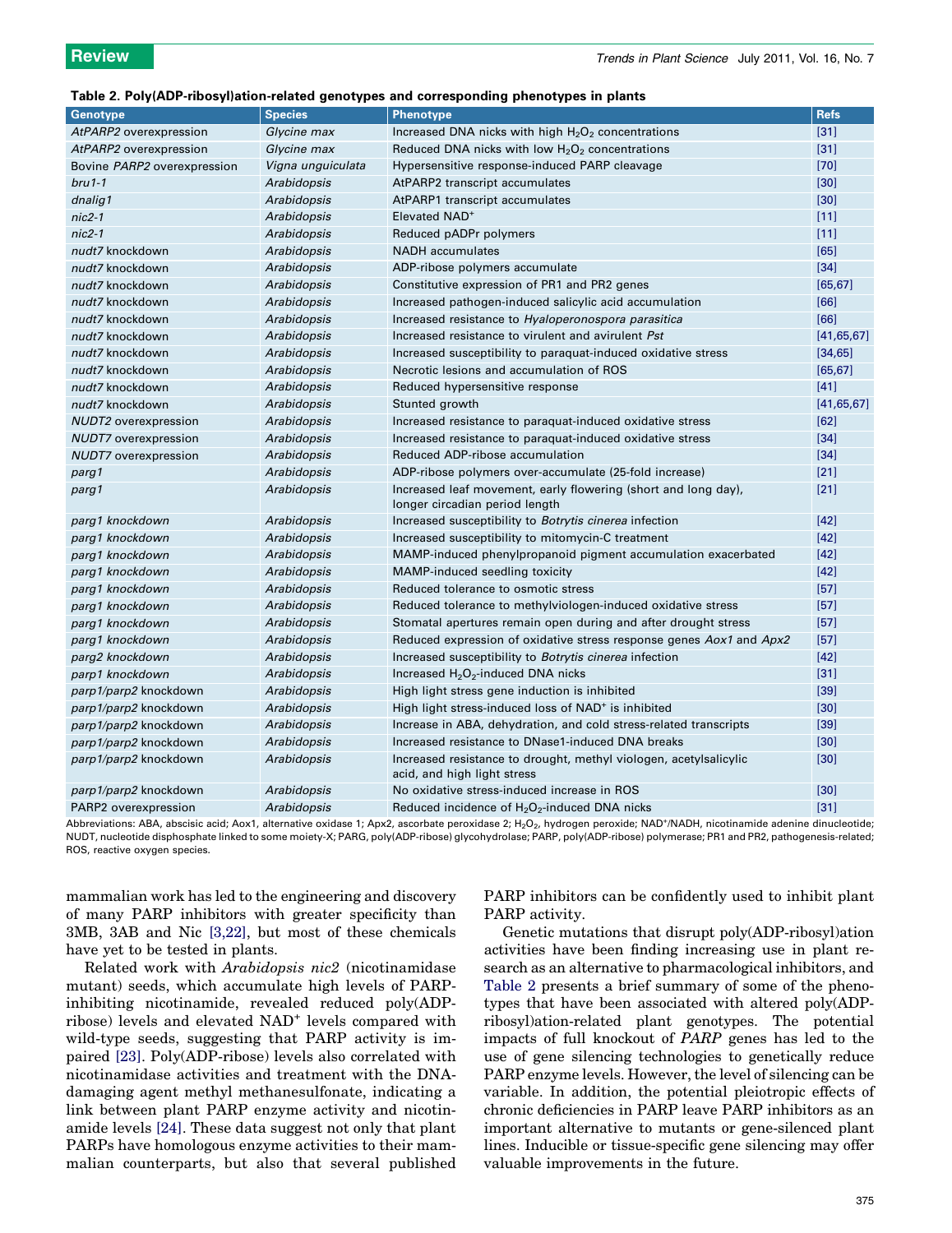**Table 2. Poly(ADP-ribosyl)ation-related genotypes and corresponding phenotypes in plants**

| Genotype | Species | Phenotype | Refs |
|---|---|---|---|
| *AtPARP2* overexpression | *Glycine max* | Increased DNA nicks with high $H_2O_2$ concentrations | [31] |
| *AtPARP2* overexpression | *Glycine max* | Reduced DNA nicks with low $H_2O_2$ concentrations | [31] |
| Bovine *PARP2* overexpression | *Vigna unguiculata* | Hypersensitive response-induced PARP cleavage | [70] |
| *bru1-1* | *Arabidopsis* | AtPARP2 transcript accumulates | [30] |
| *dnalig1* | *Arabidopsis* | AtPARP1 transcript accumulates | [30] |
| *nic2-1* | *Arabidopsis* | Elevated $NAD^+$ | [11] |
| *nic2-1* | *Arabidopsis* | Reduced pADPr polymers | [11] |
| *nudt7* knockdown | *Arabidopsis* | NADH accumulates | [65] |
| *nudt7* knockdown | *Arabidopsis* | ADP-ribose polymers accumulate | [34] |
| *nudt7* knockdown | *Arabidopsis* | Constitutive expression of PR1 and PR2 genes | [65,67] |
| *nudt7* knockdown | *Arabidopsis* | Increased pathogen-induced salicylic acid accumulation | [66] |
| *nudt7* knockdown | *Arabidopsis* | Increased resistance to *Hyaloperonospora parasitica* | [66] |
| *nudt7* knockdown | *Arabidopsis* | Increased resistance to virulent and avirulent *Pst* | [41,65,67] |
| *nudt7* knockdown | *Arabidopsis* | Increased susceptibility to paraquat-induced oxidative stress | [34,65] |
| *nudt7* knockdown | *Arabidopsis* | Necrotic lesions and accumulation of ROS | [65,67] |
| *nudt7* knockdown | *Arabidopsis* | Reduced hypersensitive response | [41] |
| *nudt7* knockdown | *Arabidopsis* | Stunted growth | [41,65,67] |
| *NUDT2* overexpression | *Arabidopsis* | Increased resistance to paraquat-induced oxidative stress | [62] |
| *NUDT7* overexpression | *Arabidopsis* | Increased resistance to paraquat-induced oxidative stress | [34] |
| *NUDT7* overexpression | *Arabidopsis* | Reduced ADP-ribose accumulation | [34] |
| *parg1* | *Arabidopsis* | ADP-ribose polymers over-accumulate (25-fold increase) | [21] |
| *parg1* | *Arabidopsis* | Increased leaf movement, early flowering (short and long day), longer circadian period length | [21] |
| *parg1* knockdown | *Arabidopsis* | Increased susceptibility to *Botrytis cinerea* infection | [42] |
| *parg1* knockdown | *Arabidopsis* | Increased susceptibility to mitomycin-C treatment | [42] |
| *parg1* knockdown | *Arabidopsis* | MAMP-induced phenylpropanoid pigment accumulation exacerbated | [42] |
| *parg1* knockdown | *Arabidopsis* | MAMP-induced seedling toxicity | [42] |
| *parg1* knockdown | *Arabidopsis* | Reduced tolerance to osmotic stress | [57] |
| *parg1* knockdown | *Arabidopsis* | Reduced tolerance to methylviologen-induced oxidative stress | [57] |
| *parg1* knockdown | *Arabidopsis* | Stomatal apertures remain open during and after drought stress | [57] |
| *parg1* knockdown | *Arabidopsis* | Reduced expression of oxidative stress response genes *Aox1* and *Apx2* | [57] |
| *parg2* knockdown | *Arabidopsis* | Increased susceptibility to *Botrytis cinerea* infection | [42] |
| *parp1* knockdown | *Arabidopsis* | Increased $H_2O_2$-induced DNA nicks | [31] |
| *parp1/parp2* knockdown | *Arabidopsis* | High light stress gene induction is inhibited | [39] |
| *parp1/parp2* knockdown | *Arabidopsis* | High light stress-induced loss of $NAD^+$ is inhibited | [30] |
| *parp1/parp2* knockdown | *Arabidopsis* | Increase in ABA, dehydration, and cold stress-related transcripts | [39] |
| *parp1/parp2* knockdown | *Arabidopsis* | Increased resistance to DNase1-induced DNA breaks | [30] |
| *parp1/parp2* knockdown | *Arabidopsis* | Increased resistance to drought, methyl viologen, acetylsalicylic acid, and high light stress | [30] |
| *parp1/parp2* knockdown | *Arabidopsis* | No oxidative stress-induced increase in ROS | [30] |
| PARP2 overexpression | *Arabidopsis* | Reduced incidence of $H_2O_2$-induced DNA nicks | [31] |

Abbreviations: ABA, abscisic acid; Aox1, alternative oxidase 1; Apx2, ascorbate peroxidase 2; $H_2O_2$, hydrogen peroxide; $NAD^+$/NADH, nicotinamide adenine dinucleotide; NUDT, nucleotide disphosphate linked to some moiety-X; PARG, poly(ADP-ribose) glycohydrolase; PARP, poly(ADP-ribose) polymerase; PR1 and PR2, pathogenesis-related; ROS, reactive oxygen species.

mammalian work has led to the engineering and discovery of many PARP inhibitors with greater specificity than 3MB, 3AB and Nic [3,22], but most of these chemicals have yet to be tested in plants.

Related work with *Arabidopsis nic2* (nicotinamidase mutant) seeds, which accumulate high levels of PARP-inhibiting nicotinamide, revealed reduced poly(ADP-ribose) levels and elevated $NAD^+$ levels compared with wild-type seeds, suggesting that PARP activity is impaired [23]. Poly(ADP-ribose) levels also correlated with nicotinamidase activities and treatment with the DNA-damaging agent methyl methanesulfonate, indicating a link between plant PARP enzyme activity and nicotinamide levels [24]. These data suggest not only that plant PARPs have homologous enzyme activities to their mammalian counterparts, but also that several published PARP inhibitors can be confidently used to inhibit plant PARP activity.

Genetic mutations that disrupt poly(ADP-ribosyl)ation activities have been finding increasing use in plant research as an alternative to pharmacological inhibitors, and Table 2 presents a brief summary of some of the phenotypes that have been associated with altered poly(ADP-ribosyl)ation-related plant genotypes. The potential impacts of full knockout of *PARP* genes has led to the use of gene silencing technologies to genetically reduce PARP enzyme levels. However, the level of silencing can be variable. In addition, the potential pleiotropic effects of chronic deficiencies in PARP leave PARP inhibitors as an important alternative to mutants or gene-silenced plant lines. Inducible or tissue-specific gene silencing may offer valuable improvements in the future.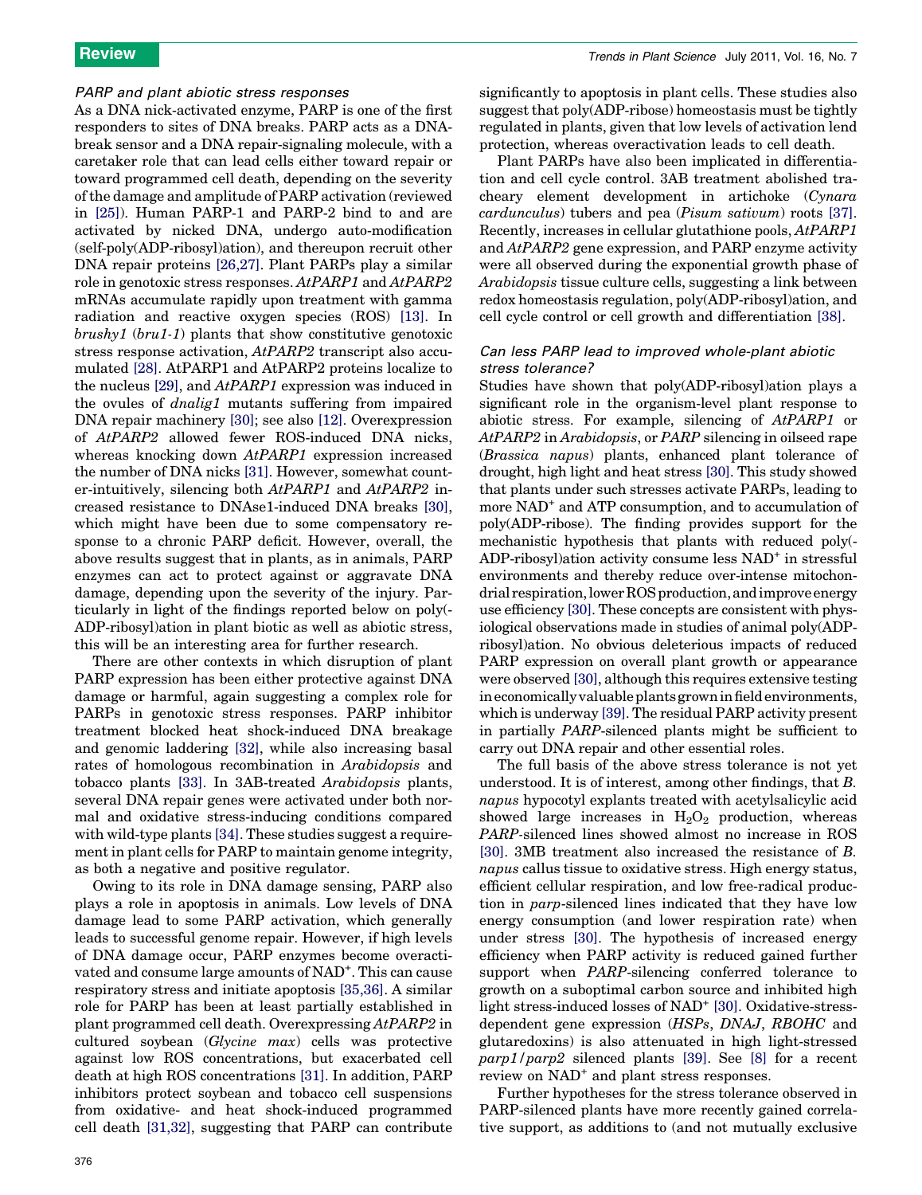### PARP and plant abiotic stress responses

As a DNA nick-activated enzyme, PARP is one of the first responders to sites of DNA breaks. PARP acts as a DNA-break sensor and a DNA repair-signaling molecule, with a caretaker role that can lead cells either toward repair or toward programmed cell death, depending on the severity of the damage and amplitude of PARP activation (reviewed in [25]). Human PARP-1 and PARP-2 bind to and are activated by nicked DNA, undergo auto-modification (self-poly(ADP-ribosyl)ation), and thereupon recruit other DNA repair proteins [26,27]. Plant PARPs play a similar role in genotoxic stress responses. *AtPARP1* and *AtPARP2* mRNAs accumulate rapidly upon treatment with gamma radiation and reactive oxygen species (ROS) [13]. In *brushy1* (*bru1-1*) plants that show constitutive genotoxic stress response activation, *AtPARP2* transcript also accumulated [28]. AtPARP1 and AtPARP2 proteins localize to the nucleus [29], and *AtPARP1* expression was induced in the ovules of *dnalig1* mutants suffering from impaired DNA repair machinery [30]; see also [12]. Overexpression of *AtPARP2* allowed fewer ROS-induced DNA nicks, whereas knocking down *AtPARP1* expression increased the number of DNA nicks [31]. However, somewhat counter-intuitively, silencing both *AtPARP1* and *AtPARP2* increased resistance to DNAse1-induced DNA breaks [30], which might have been due to some compensatory response to a chronic PARP deficit. However, overall, the above results suggest that in plants, as in animals, PARP enzymes can act to protect against or aggravate DNA damage, depending upon the severity of the injury. Particularly in light of the findings reported below on poly(ADP-ribosyl)ation in plant biotic as well as abiotic stress, this will be an interesting area for further research.

There are other contexts in which disruption of plant PARP expression has been either protective against DNA damage or harmful, again suggesting a complex role for PARPs in genotoxic stress responses. PARP inhibitor treatment blocked heat shock-induced DNA breakage and genomic laddering [32], while also increasing basal rates of homologous recombination in *Arabidopsis* and tobacco plants [33]. In 3AB-treated *Arabidopsis* plants, several DNA repair genes were activated under both normal and oxidative stress-inducing conditions compared with wild-type plants [34]. These studies suggest a requirement in plant cells for PARP to maintain genome integrity, as both a negative and positive regulator.

Owing to its role in DNA damage sensing, PARP also plays a role in apoptosis in animals. Low levels of DNA damage lead to some PARP activation, which generally leads to successful genome repair. However, if high levels of DNA damage occur, PARP enzymes become overactivated and consume large amounts of $NAD^+$. This can cause respiratory stress and initiate apoptosis [35,36]. A similar role for PARP has been at least partially established in plant programmed cell death. Overexpressing *AtPARP2* in cultured soybean (*Glycine max*) cells was protective against low ROS concentrations, but exacerbated cell death at high ROS concentrations [31]. In addition, PARP inhibitors protect soybean and tobacco cell suspensions from oxidative- and heat shock-induced programmed cell death [31,32], suggesting that PARP can contribute significantly to apoptosis in plant cells. These studies also suggest that poly(ADP-ribose) homeostasis must be tightly regulated in plants, given that low levels of activation lend protection, whereas overactivation leads to cell death.

Plant PARPs have also been implicated in differentiation and cell cycle control. 3AB treatment abolished tracheary element development in artichoke (*Cynara cardunculus*) tubers and pea (*Pisum sativum*) roots [37]. Recently, increases in cellular glutathione pools, *AtPARP1* and *AtPARP2* gene expression, and PARP enzyme activity were all observed during the exponential growth phase of *Arabidopsis* tissue culture cells, suggesting a link between redox homeostasis regulation, poly(ADP-ribosyl)ation, and cell cycle control or cell growth and differentiation [38].

### Can less PARP lead to improved whole-plant abiotic stress tolerance?

Studies have shown that poly(ADP-ribosyl)ation plays a significant role in the organism-level plant response to abiotic stress. For example, silencing of *AtPARP1* or *AtPARP2* in *Arabidopsis*, or *PARP* silencing in oilseed rape (*Brassica napus*) plants, enhanced plant tolerance of drought, high light and heat stress [30]. This study showed that plants under such stresses activate PARPs, leading to more $NAD^+$ and ATP consumption, and to accumulation of poly(ADP-ribose). The finding provides support for the mechanistic hypothesis that plants with reduced poly(ADP-ribosyl)ation activity consume less $NAD^+$ in stressful environments and thereby reduce over-intense mitochondrial respiration, lower ROS production, and improve energy use efficiency [30]. These concepts are consistent with physiological observations made in studies of animal poly(ADP-ribosyl)ation. No obvious deleterious impacts of reduced PARP expression on overall plant growth or appearance were observed [30], although this requires extensive testing in economically valuable plants grown in field environments, which is underway [39]. The residual PARP activity present in partially *PARP*-silenced plants might be sufficient to carry out DNA repair and other essential roles.

The full basis of the above stress tolerance is not yet understood. It is of interest, among other findings, that *B. napus* hypocotyl explants treated with acetylsalicylic acid showed large increases in $H_2O_2$ production, whereas *PARP*-silenced lines showed almost no increase in ROS [30]. 3MB treatment also increased the resistance of *B. napus* callus tissue to oxidative stress. High energy status, efficient cellular respiration, and low free-radical production in *parp*-silenced lines indicated that they have low energy consumption (and lower respiration rate) when under stress [30]. The hypothesis of increased energy efficiency when PARP activity is reduced gained further support when *PARP*-silencing conferred tolerance to growth on a suboptimal carbon source and inhibited high light stress-induced losses of $NAD^+$ [30]. Oxidative-stress-dependent gene expression (*HSPs*, *DNAJ*, *RBOHC* and glutaredoxins) is also attenuated in high light-stressed *parp1*/*parp2* silenced plants [39]. See [8] for a recent review on $NAD^+$ and plant stress responses.

Further hypotheses for the stress tolerance observed in PARP-silenced plants have more recently gained correlative support, as additions to (and not mutually exclusive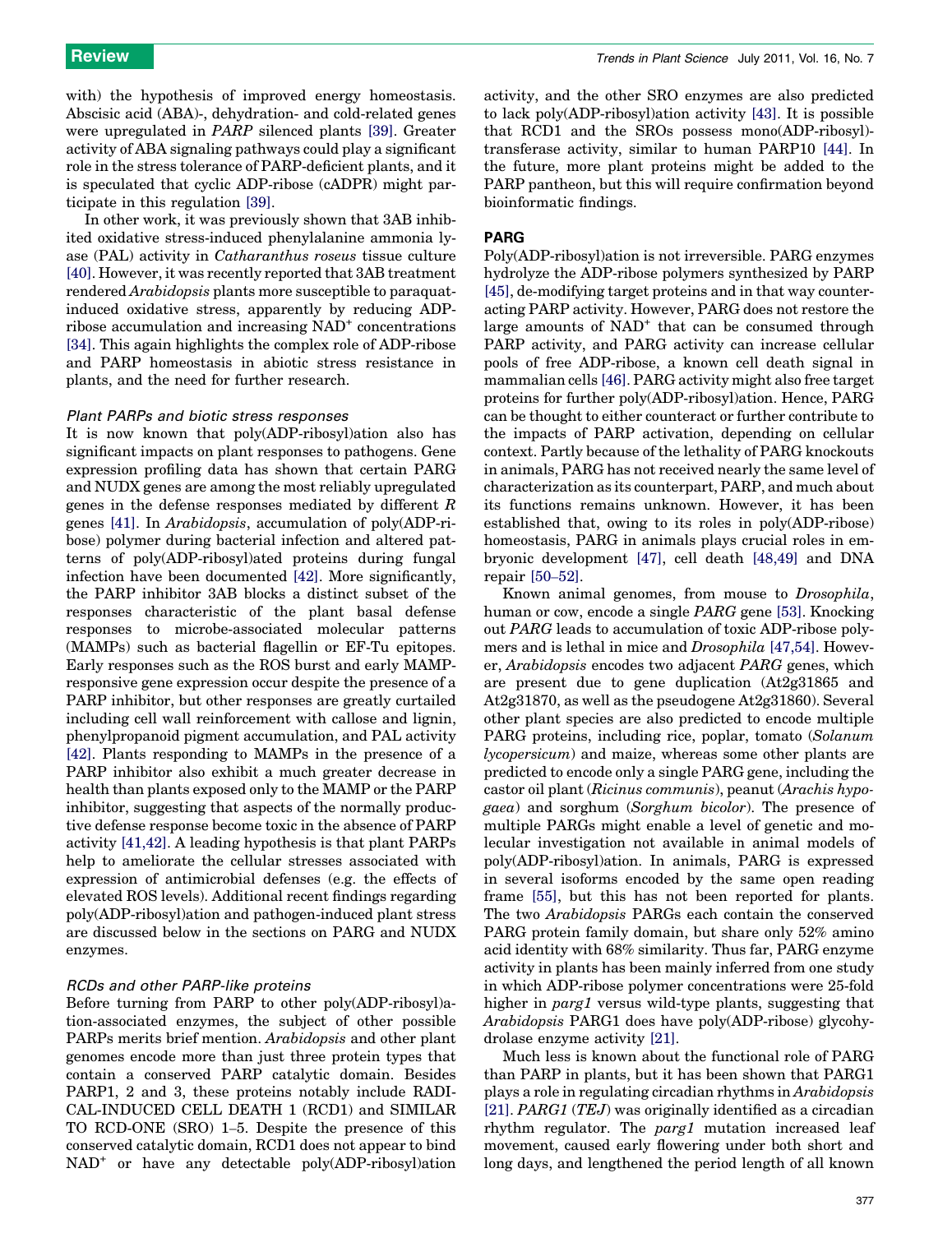with) the hypothesis of improved energy homeostasis. Abscisic acid (ABA)-, dehydration- and cold-related genes were upregulated in *PARP* silenced plants [39]. Greater activity of ABA signaling pathways could play a significant role in the stress tolerance of PARP-deficient plants, and it is speculated that cyclic ADP-ribose (cADPR) might participate in this regulation [39].

In other work, it was previously shown that 3AB inhibited oxidative stress-induced phenylalanine ammonia lyase (PAL) activity in *Catharanthus roseus* tissue culture [40]. However, it was recently reported that 3AB treatment rendered *Arabidopsis* plants more susceptible to paraquat-induced oxidative stress, apparently by reducing ADP-ribose accumulation and increasing $NAD^+$ concentrations [34]. This again highlights the complex role of ADP-ribose and PARP homeostasis in abiotic stress resistance in plants, and the need for further research.

### *Plant PARPs and biotic stress responses*

It is now known that poly(ADP-ribosyl)ation also has significant impacts on plant responses to pathogens. Gene expression profiling data has shown that certain PARG and NUDX genes are among the most reliably upregulated genes in the defense responses mediated by different *R* genes [41]. In *Arabidopsis*, accumulation of poly(ADP-ribose) polymer during bacterial infection and altered patterns of poly(ADP-ribosyl)ated proteins during fungal infection have been documented [42]. More significantly, the PARP inhibitor 3AB blocks a distinct subset of the responses characteristic of the plant basal defense responses to microbe-associated molecular patterns (MAMPs) such as bacterial flagellin or EF-Tu epitopes. Early responses such as the ROS burst and early MAMP-responsive gene expression occur despite the presence of a PARP inhibitor, but other responses are greatly curtailed including cell wall reinforcement with callose and lignin, phenylpropanoid pigment accumulation, and PAL activity [42]. Plants responding to MAMPs in the presence of a PARP inhibitor also exhibit a much greater decrease in health than plants exposed only to the MAMP or the PARP inhibitor, suggesting that aspects of the normally productive defense response become toxic in the absence of PARP activity [41,42]. A leading hypothesis is that plant PARPs help to ameliorate the cellular stresses associated with expression of antimicrobial defenses (e.g. the effects of elevated ROS levels). Additional recent findings regarding poly(ADP-ribosyl)ation and pathogen-induced plant stress are discussed below in the sections on PARG and NUDX enzymes.

### *RCDs and other PARP-like proteins*

Before turning from PARP to other poly(ADP-ribosyl)ation-associated enzymes, the subject of other possible PARPs merits brief mention. *Arabidopsis* and other plant genomes encode more than just three protein types that contain a conserved PARP catalytic domain. Besides PARP1, 2 and 3, these proteins notably include RADICAL-INDUCED CELL DEATH 1 (RCD1) and SIMILAR TO RCD-ONE (SRO) 1–5. Despite the presence of this conserved catalytic domain, RCD1 does not appear to bind $NAD^+$ or have any detectable poly(ADP-ribosyl)ation activity, and the other SRO enzymes are also predicted to lack poly(ADP-ribosyl)ation activity [43]. It is possible that RCD1 and the SROs possess mono(ADP-ribosyl)-transferase activity, similar to human PARP10 [44]. In the future, more plant proteins might be added to the PARP pantheon, but this will require confirmation beyond bioinformatic findings.

## PARG

Poly(ADP-ribosyl)ation is not irreversible. PARG enzymes hydrolyze the ADP-ribose polymers synthesized by PARP [45], de-modifying target proteins and in that way counteracting PARP activity. However, PARG does not restore the large amounts of $NAD^+$ that can be consumed through PARP activity, and PARG activity can increase cellular pools of free ADP-ribose, a known cell death signal in mammalian cells [46]. PARG activity might also free target proteins for further poly(ADP-ribosyl)ation. Hence, PARG can be thought to either counteract or further contribute to the impacts of PARP activation, depending on cellular context. Partly because of the lethality of PARG knockouts in animals, PARG has not received nearly the same level of characterization as its counterpart, PARP, and much about its functions remains unknown. However, it has been established that, owing to its roles in poly(ADP-ribose) homeostasis, PARG in animals plays crucial roles in embryonic development [47], cell death [48,49] and DNA repair [50–52].

Known animal genomes, from mouse to *Drosophila*, human or cow, encode a single *PARG* gene [53]. Knocking out *PARG* leads to accumulation of toxic ADP-ribose polymers and is lethal in mice and *Drosophila* [47,54]. However, *Arabidopsis* encodes two adjacent *PARG* genes, which are present due to gene duplication (At2g31865 and At2g31870, as well as the pseudogene At2g31860). Several other plant species are also predicted to encode multiple PARG proteins, including rice, poplar, tomato (*Solanum lycopersicum*) and maize, whereas some other plants are predicted to encode only a single PARG gene, including the castor oil plant (*Ricinus communis*), peanut (*Arachis hypogaea*) and sorghum (*Sorghum bicolor*). The presence of multiple PARGs might enable a level of genetic and molecular investigation not available in animal models of poly(ADP-ribosyl)ation. In animals, PARG is expressed in several isoforms encoded by the same open reading frame [55], but this has not been reported for plants. The two *Arabidopsis* PARGs each contain the conserved PARG protein family domain, but share only 52% amino acid identity with 68% similarity. Thus far, PARG enzyme activity in plants has been mainly inferred from one study in which ADP-ribose polymer concentrations were 25-fold higher in *parg1* versus wild-type plants, suggesting that *Arabidopsis* PARG1 does have poly(ADP-ribose) glycohydrolase enzyme activity [21].

Much less is known about the functional role of PARG than PARP in plants, but it has been shown that PARG1 plays a role in regulating circadian rhythms in *Arabidopsis* [21]. *PARG1* (*TEJ*) was originally identified as a circadian rhythm regulator. The *parg1* mutation increased leaf movement, caused early flowering under both short and long days, and lengthened the period length of all known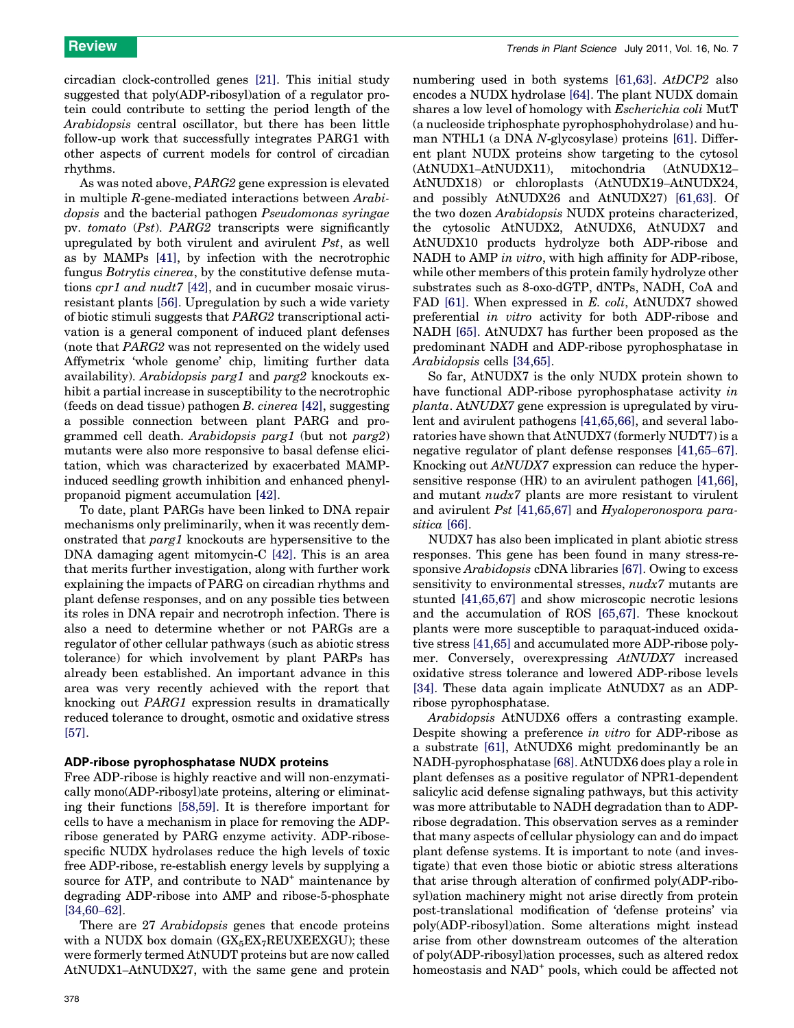circadian clock-controlled genes [21]. This initial study suggested that poly(ADP-ribosyl)ation of a regulator protein could contribute to setting the period length of the *Arabidopsis* central oscillator, but there has been little follow-up work that successfully integrates PARG1 with other aspects of current models for control of circadian rhythms.

As was noted above, *PARG2* gene expression is elevated in multiple *R*-gene-mediated interactions between *Arabidopsis* and the bacterial pathogen *Pseudomonas syringae* pv. *tomato* (*Pst*). *PARG2* transcripts were significantly upregulated by both virulent and avirulent *Pst*, as well as by MAMPs [41], by infection with the necrotrophic fungus *Botrytis cinerea*, by the constitutive defense mutations *cpr1 and nudt7* [42], and in cucumber mosaic virus-resistant plants [56]. Upregulation by such a wide variety of biotic stimuli suggests that *PARG2* transcriptional activation is a general component of induced plant defenses (note that *PARG2* was not represented on the widely used Affymetrix 'whole genome' chip, limiting further data availability). *Arabidopsis parg1* and *parg2* knockouts exhibit a partial increase in susceptibility to the necrotrophic (feeds on dead tissue) pathogen *B. cinerea* [42], suggesting a possible connection between plant PARG and programmed cell death. *Arabidopsis parg1* (but not *parg2*) mutants were also more responsive to basal defense elicitation, which was characterized by exacerbated MAMP-induced seedling growth inhibition and enhanced phenylpropanoid pigment accumulation [42].

To date, plant PARGs have been linked to DNA repair mechanisms only preliminarily, when it was recently demonstrated that *parg1* knockouts are hypersensitive to the DNA damaging agent mitomycin-C [42]. This is an area that merits further investigation, along with further work explaining the impacts of PARG on circadian rhythms and plant defense responses, and on any possible ties between its roles in DNA repair and necrotroph infection. There is also a need to determine whether or not PARGs are a regulator of other cellular pathways (such as abiotic stress tolerance) for which involvement by plant PARPs has already been established. An important advance in this area was very recently achieved with the report that knocking out *PARG1* expression results in dramatically reduced tolerance to drought, osmotic and oxidative stress [57].

### ADP-ribose pyrophosphatase NUDX proteins

Free ADP-ribose is highly reactive and will non-enzymatically mono(ADP-ribosyl)ate proteins, altering or eliminating their functions [58,59]. It is therefore important for cells to have a mechanism in place for removing the ADP-ribose generated by PARG enzyme activity. ADP-ribose-specific NUDX hydrolases reduce the high levels of toxic free ADP-ribose, re-establish energy levels by supplying a source for ATP, and contribute to $NAD^+$ maintenance by degrading ADP-ribose into AMP and ribose-5-phosphate [34,60–62].

There are 27 *Arabidopsis* genes that encode proteins with a NUDX box domain ($GX_5EX_7REUXEEXGU$); these were formerly termed AtNUDT proteins but are now called AtNUDX1–AtNUDX27, with the same gene and protein numbering used in both systems [61,63]. *AtDCP2* also encodes a NUDX hydrolase [64]. The plant NUDX domain shares a low level of homology with *Escherichia coli* MutT (a nucleoside triphosphate pyrophosphohydrolase) and human NTHL1 (a DNA *N*-glycosylase) proteins [61]. Different plant NUDX proteins show targeting to the cytosol (AtNUDX1–AtNUDX11), mitochondria (AtNUDX12–AtNUDX18) or chloroplasts (AtNUDX19–AtNUDX24, and possibly AtNUDX26 and AtNUDX27) [61,63]. Of the two dozen *Arabidopsis* NUDX proteins characterized, the cytosolic AtNUDX2, AtNUDX6, AtNUDX7 and AtNUDX10 products hydrolyze both ADP-ribose and NADH to AMP *in vitro*, with high affinity for ADP-ribose, while other members of this protein family hydrolyze other substrates such as 8-oxo-dGTP, dNTPs, NADH, CoA and FAD [61]. When expressed in *E. coli*, AtNUDX7 showed preferential *in vitro* activity for both ADP-ribose and NADH [65]. AtNUDX7 has further been proposed as the predominant NADH and ADP-ribose pyrophosphatase in *Arabidopsis* cells [34,65].

So far, AtNUDX7 is the only NUDX protein shown to have functional ADP-ribose pyrophosphatase activity *in planta*. At*NUDX7* gene expression is upregulated by virulent and avirulent pathogens [41,65,66], and several laboratories have shown that AtNUDX7 (formerly NUDT7) is a negative regulator of plant defense responses [41,65–67]. Knocking out *AtNUDX7* expression can reduce the hypersensitive response (HR) to an avirulent pathogen [41,66], and mutant *nudx7* plants are more resistant to virulent and avirulent *Pst* [41,65,67] and *Hyaloperonospora parasitica* [66].

NUDX7 has also been implicated in plant abiotic stress responses. This gene has been found in many stress-responsive *Arabidopsis* cDNA libraries [67]. Owing to excess sensitivity to environmental stresses, *nudx7* mutants are stunted [41,65,67] and show microscopic necrotic lesions and the accumulation of ROS [65,67]. These knockout plants were more susceptible to paraquat-induced oxidative stress [41,65] and accumulated more ADP-ribose polymer. Conversely, overexpressing *AtNUDX7* increased oxidative stress tolerance and lowered ADP-ribose levels [34]. These data again implicate AtNUDX7 as an ADP-ribose pyrophosphatase.

*Arabidopsis* AtNUDX6 offers a contrasting example. Despite showing a preference *in vitro* for ADP-ribose as a substrate [61], AtNUDX6 might predominantly be an NADH-pyrophosphatase [68]. AtNUDX6 does play a role in plant defenses as a positive regulator of NPR1-dependent salicylic acid defense signaling pathways, but this activity was more attributable to NADH degradation than to ADP-ribose degradation. This observation serves as a reminder that many aspects of cellular physiology can and do impact plant defense systems. It is important to note (and investigate) that even those biotic or abiotic stress alterations that arise through alteration of confirmed poly(ADP-ribosyl)ation machinery might not arise directly from protein post-translational modification of 'defense proteins' via poly(ADP-ribosyl)ation. Some alterations might instead arise from other downstream outcomes of the alteration of poly(ADP-ribosyl)ation processes, such as altered redox homeostasis and $NAD^+$ pools, which could be affected not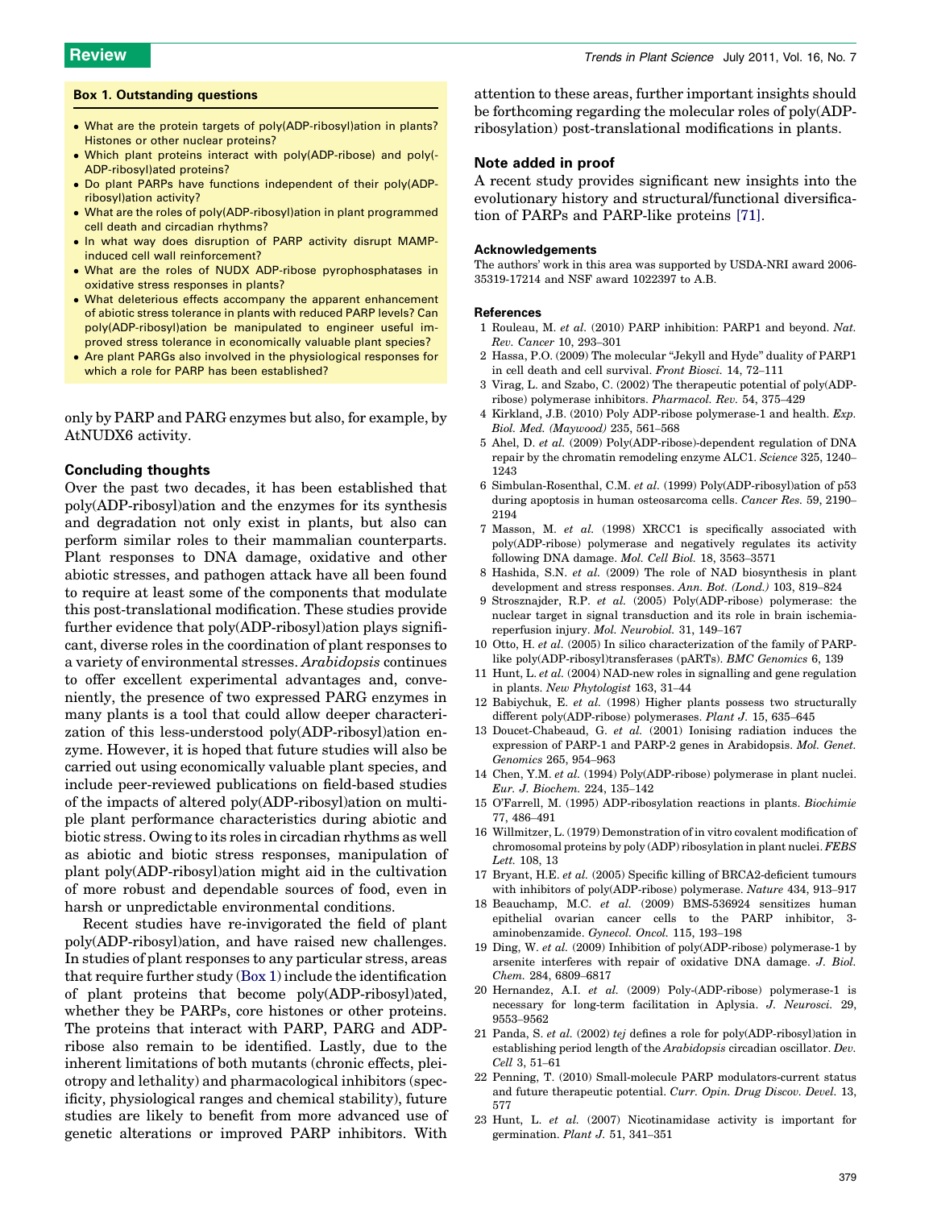### Box 1. Outstanding questions

- What are the protein targets of poly(ADP-ribosyl)ation in plants? Histones or other nuclear proteins?
- Which plant proteins interact with poly(ADP-ribose) and poly(ADP-ribosyl)ated proteins?
- Do plant PARPs have functions independent of their poly(ADP-ribosyl)ation activity?
- What are the roles of poly(ADP-ribosyl)ation in plant programmed cell death and circadian rhythms?
- In what way does disruption of PARP activity disrupt MAMP-induced cell wall reinforcement?
- What are the roles of NUDX ADP-ribose pyrophosphatases in oxidative stress responses in plants?
- What deleterious effects accompany the apparent enhancement of abiotic stress tolerance in plants with reduced PARP levels? Can poly(ADP-ribosyl)ation be manipulated to engineer useful improved stress tolerance in economically valuable plant species?
- Are plant PARGs also involved in the physiological responses for which a role for PARP has been established?

only by PARP and PARG enzymes but also, for example, by AtNUDX6 activity.

## Concluding thoughts

Over the past two decades, it has been established that poly(ADP-ribosyl)ation and the enzymes for its synthesis and degradation not only exist in plants, but also can perform similar roles to their mammalian counterparts. Plant responses to DNA damage, oxidative and other abiotic stresses, and pathogen attack have all been found to require at least some of the components that modulate this post-translational modification. These studies provide further evidence that poly(ADP-ribosyl)ation plays significant, diverse roles in the coordination of plant responses to a variety of environmental stresses. *Arabidopsis* continues to offer excellent experimental advantages and, conveniently, the presence of two expressed PARG enzymes in many plants is a tool that could allow deeper characterization of this less-understood poly(ADP-ribosyl)ation enzyme. However, it is hoped that future studies will also be carried out using economically valuable plant species, and include peer-reviewed publications on field-based studies of the impacts of altered poly(ADP-ribosyl)ation on multiple plant performance characteristics during abiotic and biotic stress. Owing to its roles in circadian rhythms as well as abiotic and biotic stress responses, manipulation of plant poly(ADP-ribosyl)ation might aid in the cultivation of more robust and dependable sources of food, even in harsh or unpredictable environmental conditions.

Recent studies have re-invigorated the field of plant poly(ADP-ribosyl)ation, and have raised new challenges. In studies of plant responses to any particular stress, areas that require further study (Box 1) include the identification of plant proteins that become poly(ADP-ribosyl)ated, whether they be PARPs, core histones or other proteins. The proteins that interact with PARP, PARG and ADP-ribose also remain to be identified. Lastly, due to the inherent limitations of both mutants (chronic effects, pleiotropy and lethality) and pharmacological inhibitors (specificity, physiological ranges and chemical stability), future studies are likely to benefit from more advanced use of genetic alterations or improved PARP inhibitors. With attention to these areas, further important insights should be forthcoming regarding the molecular roles of poly(ADP-ribosylation) post-translational modifications in plants.

## Note added in proof

A recent study provides significant new insights into the evolutionary history and structural/functional diversification of PARPs and PARP-like proteins [71].

## Acknowledgements

The authors' work in this area was supported by USDA-NRI award 2006-35319-17214 and NSF award 1022397 to A.B.

## References

1 Rouleau, M. *et al.* (2010) PARP inhibition: PARP1 and beyond. *Nat. Rev. Cancer* 10, 293–301
2 Hassa, P.O. (2009) The molecular "Jekyll and Hyde" duality of PARP1 in cell death and cell survival. *Front Biosci.* 14, 72–111
3 Virag, L. and Szabo, C. (2002) The therapeutic potential of poly(ADP-ribose) polymerase inhibitors. *Pharmacol. Rev.* 54, 375–429
4 Kirkland, J.B. (2010) Poly ADP-ribose polymerase-1 and health. *Exp. Biol. Med. (Maywood)* 235, 561–568
5 Ahel, D. *et al.* (2009) Poly(ADP-ribose)-dependent regulation of DNA repair by the chromatin remodeling enzyme ALC1. *Science* 325, 1240–1243
6 Simbulan-Rosenthal, C.M. *et al.* (1999) Poly(ADP-ribosyl)ation of p53 during apoptosis in human osteosarcoma cells. *Cancer Res.* 59, 2190–2194
7 Masson, M. *et al.* (1998) XRCC1 is specifically associated with poly(ADP-ribose) polymerase and negatively regulates its activity following DNA damage. *Mol. Cell Biol.* 18, 3563–3571
8 Hashida, S.N. *et al.* (2009) The role of NAD biosynthesis in plant development and stress responses. *Ann. Bot. (Lond.)* 103, 819–824
9 Strosznajder, R.P. *et al.* (2005) Poly(ADP-ribose) polymerase: the nuclear target in signal transduction and its role in brain ischemia-reperfusion injury. *Mol. Neurobiol.* 31, 149–167
10 Otto, H. *et al.* (2005) In silico characterization of the family of PARP-like poly(ADP-ribosyl)transferases (pARTs). *BMC Genomics* 6, 139
11 Hunt, L. *et al.* (2004) NAD-new roles in signalling and gene regulation in plants. *New Phytologist* 163, 31–44
12 Babiychuk, E. *et al.* (1998) Higher plants possess two structurally different poly(ADP-ribose) polymerases. *Plant J.* 15, 635–645
13 Doucet-Chabeaud, G. *et al.* (2001) Ionising radiation induces the expression of PARP-1 and PARP-2 genes in Arabidopsis. *Mol. Genet. Genomics* 265, 954–963
14 Chen, Y.M. *et al.* (1994) Poly(ADP-ribose) polymerase in plant nuclei. *Eur. J. Biochem.* 224, 135–142
15 O'Farrell, M. (1995) ADP-ribosylation reactions in plants. *Biochimie* 77, 486–491
16 Willmitzer, L. (1979) Demonstration of in vitro covalent modification of chromosomal proteins by poly (ADP) ribosylation in plant nuclei. *FEBS Lett.* 108, 13
17 Bryant, H.E. *et al.* (2005) Specific killing of BRCA2-deficient tumours with inhibitors of poly(ADP-ribose) polymerase. *Nature* 434, 913–917
18 Beauchamp, M.C. *et al.* (2009) BMS-536924 sensitizes human epithelial ovarian cancer cells to the PARP inhibitor, 3-aminobenzamide. *Gynecol. Oncol.* 115, 193–198
19 Ding, W. *et al.* (2009) Inhibition of poly(ADP-ribose) polymerase-1 by arsenite interferes with repair of oxidative DNA damage. *J. Biol. Chem.* 284, 6809–6817
20 Hernandez, A.I. *et al.* (2009) Poly-(ADP-ribose) polymerase-1 is necessary for long-term facilitation in Aplysia. *J. Neurosci.* 29, 9553–9562
21 Panda, S. *et al.* (2002) *tej* defines a role for poly(ADP-ribosyl)ation in establishing period length of the *Arabidopsis* circadian oscillator. *Dev. Cell* 3, 51–61
22 Penning, T. (2010) Small-molecule PARP modulators-current status and future therapeutic potential. *Curr. Opin. Drug Discov. Devel.* 13, 577
23 Hunt, L. *et al.* (2007) Nicotinamidase activity is important for germination. *Plant J.* 51, 341–351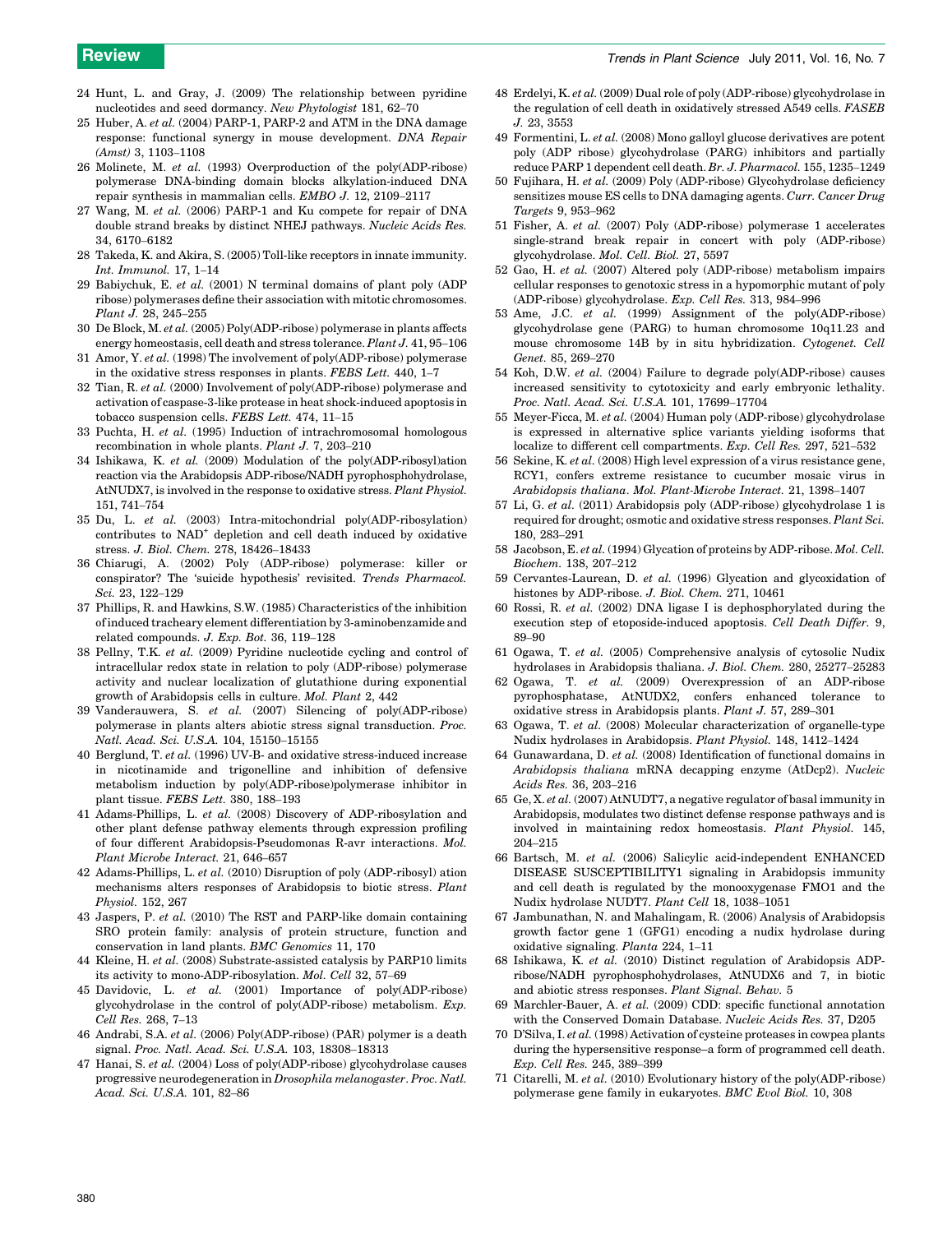24 Hunt, L. and Gray, J. (2009) The relationship between pyridine nucleotides and seed dormancy. *New Phytologist* 181, 62–70

25 Huber, A. *et al.* (2004) PARP-1, PARP-2 and ATM in the DNA damage response: functional synergy in mouse development. *DNA Repair (Amst)* 3, 1103–1108

26 Molinete, M. *et al.* (1993) Overproduction of the poly(ADP-ribose) polymerase DNA-binding domain blocks alkylation-induced DNA repair synthesis in mammalian cells. *EMBO J.* 12, 2109–2117

27 Wang, M. *et al.* (2006) PARP-1 and Ku compete for repair of DNA double strand breaks by distinct NHEJ pathways. *Nucleic Acids Res.* 34, 6170–6182

28 Takeda, K. and Akira, S. (2005) Toll-like receptors in innate immunity. *Int. Immunol.* 17, 1–14

29 Babiychuk, E. *et al.* (2001) N terminal domains of plant poly (ADP ribose) polymerases define their association with mitotic chromosomes. *Plant J.* 28, 245–255

30 De Block, M. *et al.* (2005) Poly(ADP-ribose) polymerase in plants affects energy homeostasis, cell death and stress tolerance. *Plant J.* 41, 95–106

31 Amor, Y. *et al.* (1998) The involvement of poly(ADP-ribose) polymerase in the oxidative stress responses in plants. *FEBS Lett.* 440, 1–7

32 Tian, R. *et al.* (2000) Involvement of poly(ADP-ribose) polymerase and activation of caspase-3-like protease in heat shock-induced apoptosis in tobacco suspension cells. *FEBS Lett.* 474, 11–15

33 Puchta, H. *et al.* (1995) Induction of intrachromosomal homologous recombination in whole plants. *Plant J.* 7, 203–210

34 Ishikawa, K. *et al.* (2009) Modulation of the poly(ADP-ribosyl)ation reaction via the Arabidopsis ADP-ribose/NADH pyrophosphohydrolase, AtNUDX7, is involved in the response to oxidative stress. *Plant Physiol.* 151, 741–754

35 Du, L. *et al.* (2003) Intra-mitochondrial poly(ADP-ribosylation) contributes to $NAD^+$ depletion and cell death induced by oxidative stress. *J. Biol. Chem.* 278, 18426–18433

36 Chiarugi, A. (2002) Poly (ADP-ribose) polymerase: killer or conspirator? The 'suicide hypothesis' revisited. *Trends Pharmacol. Sci.* 23, 122–129

37 Phillips, R. and Hawkins, S.W. (1985) Characteristics of the inhibition of induced tracheary element differentiation by 3-aminobenzamide and related compounds. *J. Exp. Bot.* 36, 119–128

38 Pellny, T.K. *et al.* (2009) Pyridine nucleotide cycling and control of intracellular redox state in relation to poly (ADP-ribose) polymerase activity and nuclear localization of glutathione during exponential growth of Arabidopsis cells in culture. *Mol. Plant* 2, 442

39 Vanderauwera, S. *et al.* (2007) Silencing of poly(ADP-ribose) polymerase in plants alters abiotic stress signal transduction. *Proc. Natl. Acad. Sci. U.S.A.* 104, 15150–15155

40 Berglund, T. *et al.* (1996) UV-B- and oxidative stress-induced increase in nicotinamide and trigonelline and inhibition of defensive metabolism induction by poly(ADP-ribose)polymerase inhibitor in plant tissue. *FEBS Lett.* 380, 188–193

41 Adams-Phillips, L. *et al.* (2008) Discovery of ADP-ribosylation and other plant defense pathway elements through expression profiling of four different Arabidopsis-Pseudomonas R-avr interactions. *Mol. Plant Microbe Interact.* 21, 646–657

42 Adams-Phillips, L. *et al.* (2010) Disruption of poly (ADP-ribosyl) ation mechanisms alters responses of Arabidopsis to biotic stress. *Plant Physiol.* 152, 267

43 Jaspers, P. *et al.* (2010) The RST and PARP-like domain containing SRO protein family: analysis of protein structure, function and conservation in land plants. *BMC Genomics* 11, 170

44 Kleine, H. *et al.* (2008) Substrate-assisted catalysis by PARP10 limits its activity to mono-ADP-ribosylation. *Mol. Cell* 32, 57–69

45 Davidovic, L. *et al.* (2001) Importance of poly(ADP-ribose) glycohydrolase in the control of poly(ADP-ribose) metabolism. *Exp. Cell Res.* 268, 7–13

46 Andrabi, S.A. *et al.* (2006) Poly(ADP-ribose) (PAR) polymer is a death signal. *Proc. Natl. Acad. Sci. U.S.A.* 103, 18308–18313

47 Hanai, S. *et al.* (2004) Loss of poly(ADP-ribose) glycohydrolase causes progressive neurodegeneration in *Drosophila melanogaster*. *Proc. Natl. Acad. Sci. U.S.A.* 101, 82–86

48 Erdelyi, K. *et al.* (2009) Dual role of poly (ADP-ribose) glycohydrolase in the regulation of cell death in oxidatively stressed A549 cells. *FASEB J.* 23, 3553

49 Formentini, L. *et al.* (2008) Mono galloyl glucose derivatives are potent poly (ADP ribose) glycohydrolase (PARG) inhibitors and partially reduce PARP 1 dependent cell death. *Br. J. Pharmacol.* 155, 1235–1249

50 Fujihara, H. *et al.* (2009) Poly (ADP-ribose) Glycohydrolase deficiency sensitizes mouse ES cells to DNA damaging agents. *Curr. Cancer Drug Targets* 9, 953–962

51 Fisher, A. *et al.* (2007) Poly (ADP-ribose) polymerase 1 accelerates single-strand break repair in concert with poly (ADP-ribose) glycohydrolase. *Mol. Cell. Biol.* 27, 5597

52 Gao, H. *et al.* (2007) Altered poly (ADP-ribose) metabolism impairs cellular responses to genotoxic stress in a hypomorphic mutant of poly (ADP-ribose) glycohydrolase. *Exp. Cell Res.* 313, 984–996

53 Ame, J.C. *et al.* (1999) Assignment of the poly(ADP-ribose) glycohydrolase gene (PARG) to human chromosome 10q11.23 and mouse chromosome 14B by in situ hybridization. *Cytogenet. Cell Genet.* 85, 269–270

54 Koh, D.W. *et al.* (2004) Failure to degrade poly(ADP-ribose) causes increased sensitivity to cytotoxicity and early embryonic lethality. *Proc. Natl. Acad. Sci. U.S.A.* 101, 17699–17704

55 Meyer-Ficca, M. *et al.* (2004) Human poly (ADP-ribose) glycohydrolase is expressed in alternative splice variants yielding isoforms that localize to different cell compartments. *Exp. Cell Res.* 297, 521–532

56 Sekine, K. *et al.* (2008) High level expression of a virus resistance gene, RCY1, confers extreme resistance to cucumber mosaic virus in *Arabidopsis thaliana*. *Mol. Plant-Microbe Interact.* 21, 1398–1407

57 Li, G. *et al.* (2011) Arabidopsis poly (ADP-ribose) glycohydrolase 1 is required for drought; osmotic and oxidative stress responses. *Plant Sci.* 180, 283–291

58 Jacobson, E. *et al.* (1994) Glycation of proteins by ADP-ribose. *Mol. Cell. Biochem.* 138, 207–212

59 Cervantes-Laurean, D. *et al.* (1996) Glycation and glycoxidation of histones by ADP-ribose. *J. Biol. Chem.* 271, 10461

60 Rossi, R. *et al.* (2002) DNA ligase I is dephosphorylated during the execution step of etoposide-induced apoptosis. *Cell Death Differ.* 9, 89–90

61 Ogawa, T. *et al.* (2005) Comprehensive analysis of cytosolic Nudix hydrolases in Arabidopsis thaliana. *J. Biol. Chem.* 280, 25277–25283

62 Ogawa, T. *et al.* (2009) Overexpression of an ADP-ribose pyrophosphatase, AtNUDX2, confers enhanced tolerance to oxidative stress in Arabidopsis plants. *Plant J.* 57, 289–301

63 Ogawa, T. *et al.* (2008) Molecular characterization of organelle-type Nudix hydrolases in Arabidopsis. *Plant Physiol.* 148, 1412–1424

64 Gunawardana, D. *et al.* (2008) Identification of functional domains in *Arabidopsis thaliana* mRNA decapping enzyme (AtDcp2). *Nucleic Acids Res.* 36, 203–216

65 Ge, X. *et al.* (2007) AtNUDT7, a negative regulator of basal immunity in Arabidopsis, modulates two distinct defense response pathways and is involved in maintaining redox homeostasis. *Plant Physiol.* 145, 204–215

66 Bartsch, M. *et al.* (2006) Salicylic acid-independent ENHANCED DISEASE SUSCEPTIBILITY1 signaling in Arabidopsis immunity and cell death is regulated by the monooxygenase FMO1 and the Nudix hydrolase NUDT7. *Plant Cell* 18, 1038–1051

67 Jambunathan, N. and Mahalingam, R. (2006) Analysis of Arabidopsis growth factor gene 1 (GFG1) encoding a nudix hydrolase during oxidative signaling. *Planta* 224, 1–11

68 Ishikawa, K. *et al.* (2010) Distinct regulation of Arabidopsis ADP-ribose/NADH pyrophosphohydrolases, AtNUDX6 and 7, in biotic and abiotic stress responses. *Plant Signal. Behav.* 5

69 Marchler-Bauer, A. *et al.* (2009) CDD: specific functional annotation with the Conserved Domain Database. *Nucleic Acids Res.* 37, D205

70 D'Silva, I. *et al.* (1998) Activation of cysteine proteases in cowpea plants during the hypersensitive response–a form of programmed cell death. *Exp. Cell Res.* 245, 389–399

71 Citarelli, M. *et al.* (2010) Evolutionary history of the poly(ADP-ribose) polymerase gene family in eukaryotes. *BMC Evol Biol.* 10, 308